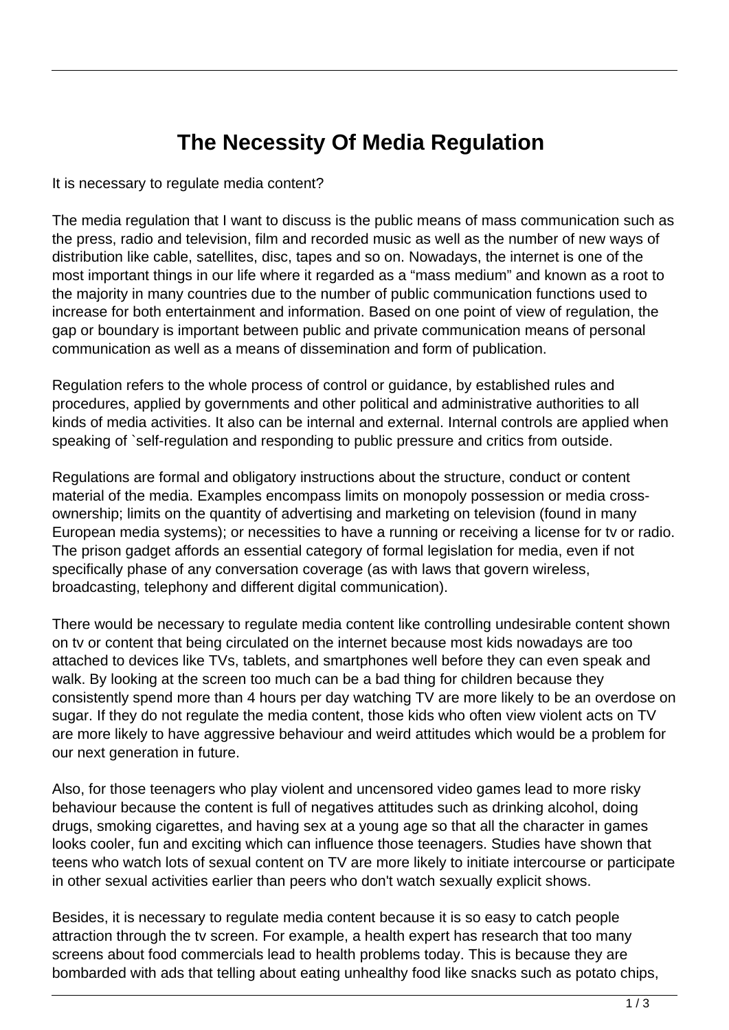# The Necessity Of Media Regulation

It is necessary to regulate media content?

The media regulation that I want to discuss is the public means of mass communication such as the press, radio and television, film and recorded music as well as the number of new ways of distribution like cable, satellites, disc, tapes and so on. Nowadays, the internet is one of the most important things in our life where it regarded as a "mass medium" and known as a root to the majority in many countries due to the number of public communication functions used to increase for both entertainment and information. Based on one point of view of regulation, the gap or boundary is important between public and private communication means of personal communication as well as a means of dissemination and form of publication.

Regulation refers to the whole process of control or guidance, by established rules and procedures, applied by governments and other political and administrative authorities to all kinds of media activities. It also can be internal and external. Internal controls are applied when speaking of `self-regulation and responding to public pressure and critics from outside.

Regulations are formal and obligatory instructions about the structure, conduct or content material of the media. Examples encompass limits on monopoly possession or media cross-ownership; limits on the quantity of advertising and marketing on television (found in many European media systems); or necessities to have a running or receiving a license for tv or radio. The prison gadget affords an essential category of formal legislation for media, even if not specifically phase of any conversation coverage (as with laws that govern wireless, broadcasting, telephony and different digital communication).

There would be necessary to regulate media content like controlling undesirable content shown on tv or content that being circulated on the internet because most kids nowadays are too attached to devices like TVs, tablets, and smartphones well before they can even speak and walk. By looking at the screen too much can be a bad thing for children because they consistently spend more than 4 hours per day watching TV are more likely to be an overdose on sugar. If they do not regulate the media content, those kids who often view violent acts on TV are more likely to have aggressive behaviour and weird attitudes which would be a problem for our next generation in future.

Also, for those teenagers who play violent and uncensored video games lead to more risky behaviour because the content is full of negatives attitudes such as drinking alcohol, doing drugs, smoking cigarettes, and having sex at a young age so that all the character in games looks cooler, fun and exciting which can influence those teenagers. Studies have shown that teens who watch lots of sexual content on TV are more likely to initiate intercourse or participate in other sexual activities earlier than peers who don't watch sexually explicit shows.

Besides, it is necessary to regulate media content because it is so easy to catch people attraction through the tv screen. For example, a health expert has research that too many screens about food commercials lead to health problems today. This is because they are bombarded with ads that telling about eating unhealthy food like snacks such as potato chips,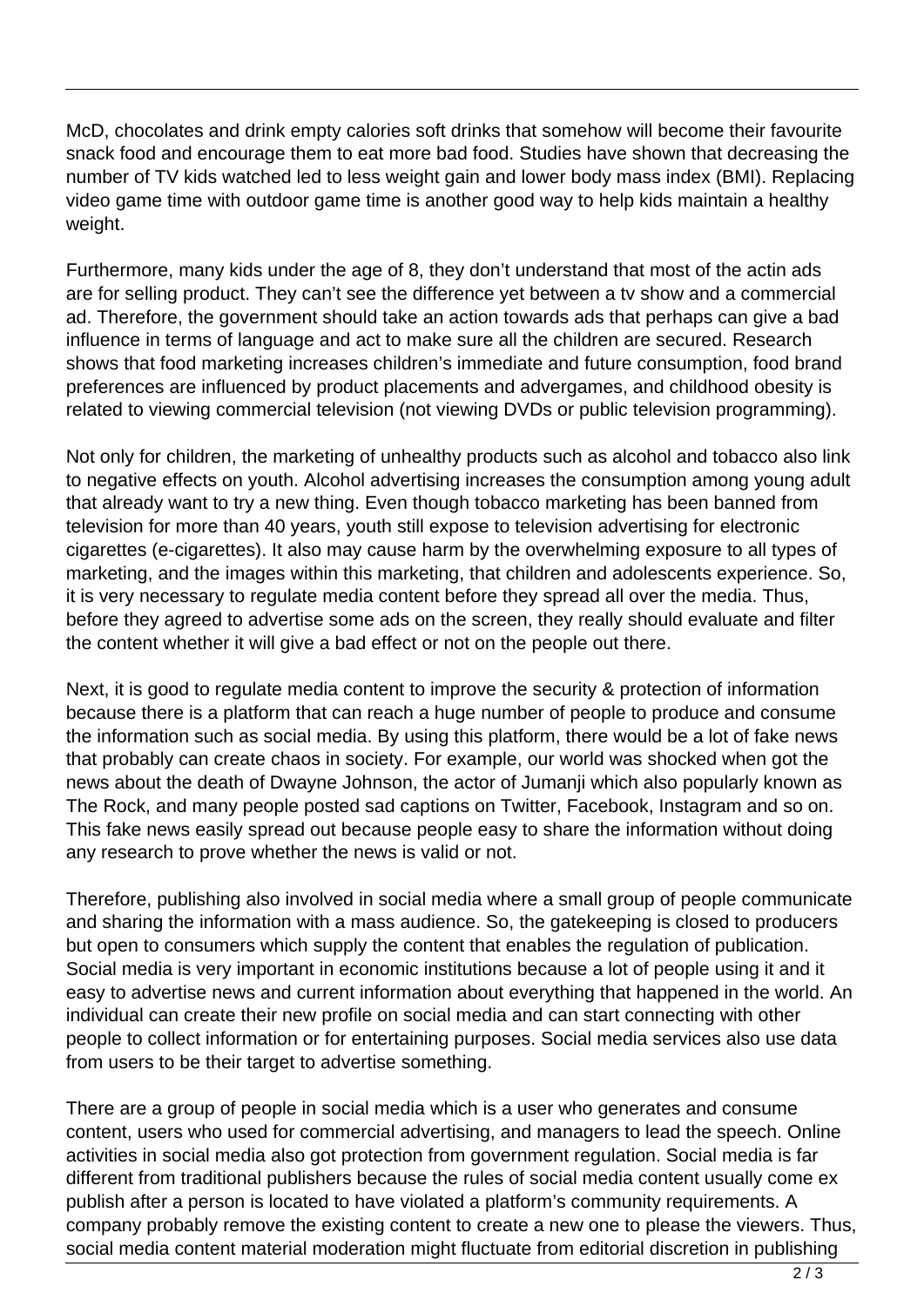McD, chocolates and drink empty calories soft drinks that somehow will become their favourite snack food and encourage them to eat more bad food. Studies have shown that decreasing the number of TV kids watched led to less weight gain and lower body mass index (BMI). Replacing video game time with outdoor game time is another good way to help kids maintain a healthy weight.

Furthermore, many kids under the age of 8, they don't understand that most of the actin ads are for selling product. They can't see the difference yet between a tv show and a commercial ad. Therefore, the government should take an action towards ads that perhaps can give a bad influence in terms of language and act to make sure all the children are secured. Research shows that food marketing increases children's immediate and future consumption, food brand preferences are influenced by product placements and advergames, and childhood obesity is related to viewing commercial television (not viewing DVDs or public television programming).

Not only for children, the marketing of unhealthy products such as alcohol and tobacco also link to negative effects on youth. Alcohol advertising increases the consumption among young adult that already want to try a new thing. Even though tobacco marketing has been banned from television for more than 40 years, youth still expose to television advertising for electronic cigarettes (e-cigarettes). It also may cause harm by the overwhelming exposure to all types of marketing, and the images within this marketing, that children and adolescents experience. So, it is very necessary to regulate media content before they spread all over the media. Thus, before they agreed to advertise some ads on the screen, they really should evaluate and filter the content whether it will give a bad effect or not on the people out there.

Next, it is good to regulate media content to improve the security & protection of information because there is a platform that can reach a huge number of people to produce and consume the information such as social media. By using this platform, there would be a lot of fake news that probably can create chaos in society. For example, our world was shocked when got the news about the death of Dwayne Johnson, the actor of Jumanji which also popularly known as The Rock, and many people posted sad captions on Twitter, Facebook, Instagram and so on. This fake news easily spread out because people easy to share the information without doing any research to prove whether the news is valid or not.

Therefore, publishing also involved in social media where a small group of people communicate and sharing the information with a mass audience. So, the gatekeeping is closed to producers but open to consumers which supply the content that enables the regulation of publication. Social media is very important in economic institutions because a lot of people using it and it easy to advertise news and current information about everything that happened in the world. An individual can create their new profile on social media and can start connecting with other people to collect information or for entertaining purposes. Social media services also use data from users to be their target to advertise something.

There are a group of people in social media which is a user who generates and consume content, users who used for commercial advertising, and managers to lead the speech. Online activities in social media also got protection from government regulation. Social media is far different from traditional publishers because the rules of social media content usually come ex publish after a person is located to have violated a platform's community requirements. A company probably remove the existing content to create a new one to please the viewers. Thus, social media content material moderation might fluctuate from editorial discretion in publishing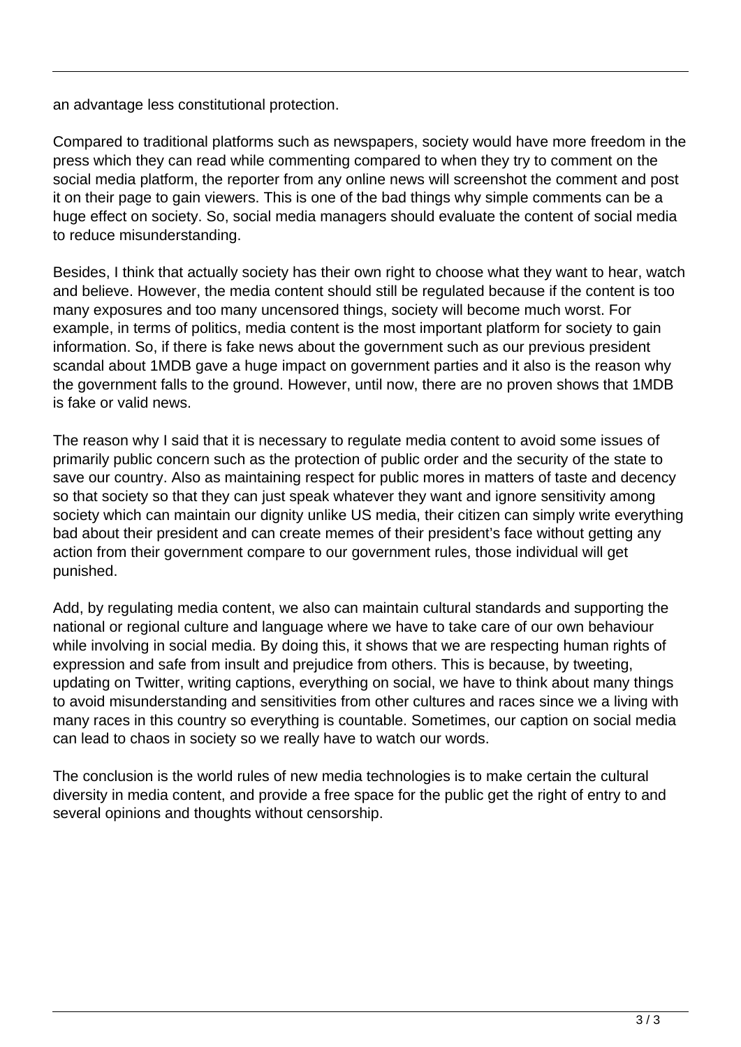an advantage less constitutional protection.

Compared to traditional platforms such as newspapers, society would have more freedom in the press which they can read while commenting compared to when they try to comment on the social media platform, the reporter from any online news will screenshot the comment and post it on their page to gain viewers. This is one of the bad things why simple comments can be a huge effect on society. So, social media managers should evaluate the content of social media to reduce misunderstanding.

Besides, I think that actually society has their own right to choose what they want to hear, watch and believe. However, the media content should still be regulated because if the content is too many exposures and too many uncensored things, society will become much worst. For example, in terms of politics, media content is the most important platform for society to gain information. So, if there is fake news about the government such as our previous president scandal about 1MDB gave a huge impact on government parties and it also is the reason why the government falls to the ground. However, until now, there are no proven shows that 1MDB is fake or valid news.

The reason why I said that it is necessary to regulate media content to avoid some issues of primarily public concern such as the protection of public order and the security of the state to save our country. Also as maintaining respect for public mores in matters of taste and decency so that society so that they can just speak whatever they want and ignore sensitivity among society which can maintain our dignity unlike US media, their citizen can simply write everything bad about their president and can create memes of their president's face without getting any action from their government compare to our government rules, those individual will get punished.

Add, by regulating media content, we also can maintain cultural standards and supporting the national or regional culture and language where we have to take care of our own behaviour while involving in social media. By doing this, it shows that we are respecting human rights of expression and safe from insult and prejudice from others. This is because, by tweeting, updating on Twitter, writing captions, everything on social, we have to think about many things to avoid misunderstanding and sensitivities from other cultures and races since we a living with many races in this country so everything is countable. Sometimes, our caption on social media can lead to chaos in society so we really have to watch our words.

The conclusion is the world rules of new media technologies is to make certain the cultural diversity in media content, and provide a free space for the public get the right of entry to and several opinions and thoughts without censorship.